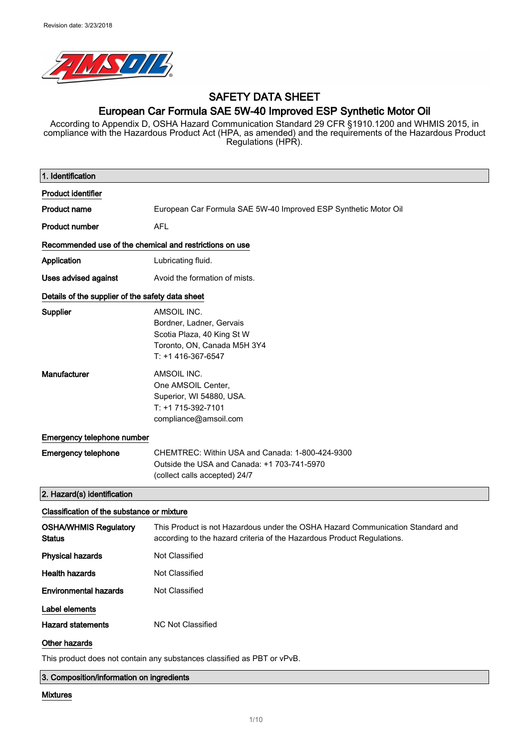Revision date: 3/23/2018

# SAFETY DATA SHEET

## European Car Formula SAE 5W-40 Improved ESP Synthetic Motor Oil

According to Appendix D, OSHA Hazard Communication Standard 29 CFR §1910.1200 and WHMIS 2015, in compliance with the Hazardous Product Act (HPA, as amended) and the requirements of the Hazardous Product Regulations (HPR).

## 1. Identification

### Product identifier

**Product name** European Car Formula SAE 5W-40 Improved ESP Synthetic Motor Oil

**Product number** AFL

### Recommended use of the chemical and restrictions on use

**Application** Lubricating fluid.

**Uses advised against** Avoid the formation of mists.

### Details of the supplier of the safety data sheet

**Supplier**
AMSOIL INC.
Bordner, Ladner, Gervais
Scotia Plaza, 40 King St W
Toronto, ON, Canada M5H 3Y4
T: +1 416-367-6547

**Manufacturer**
AMSOIL INC.
One AMSOIL Center,
Superior, WI 54880, USA.
T: +1 715-392-7101
compliance@amsoil.com

### Emergency telephone number

**Emergency telephone**
CHEMTREC: Within USA and Canada: 1-800-424-9300
Outside the USA and Canada: +1 703-741-5970
(collect calls accepted) 24/7

## 2. Hazard(s) identification

### Classification of the substance or mixture

**OSHA/WHMIS Regulatory Status** This Product is not Hazardous under the OSHA Hazard Communication Standard and according to the hazard criteria of the Hazardous Product Regulations.

**Physical hazards** Not Classified

**Health hazards** Not Classified

**Environmental hazards** Not Classified

### Label elements

**Hazard statements** NC Not Classified

### Other hazards

This product does not contain any substances classified as PBT or vPvB.

## 3. Composition/information on ingredients

### Mixtures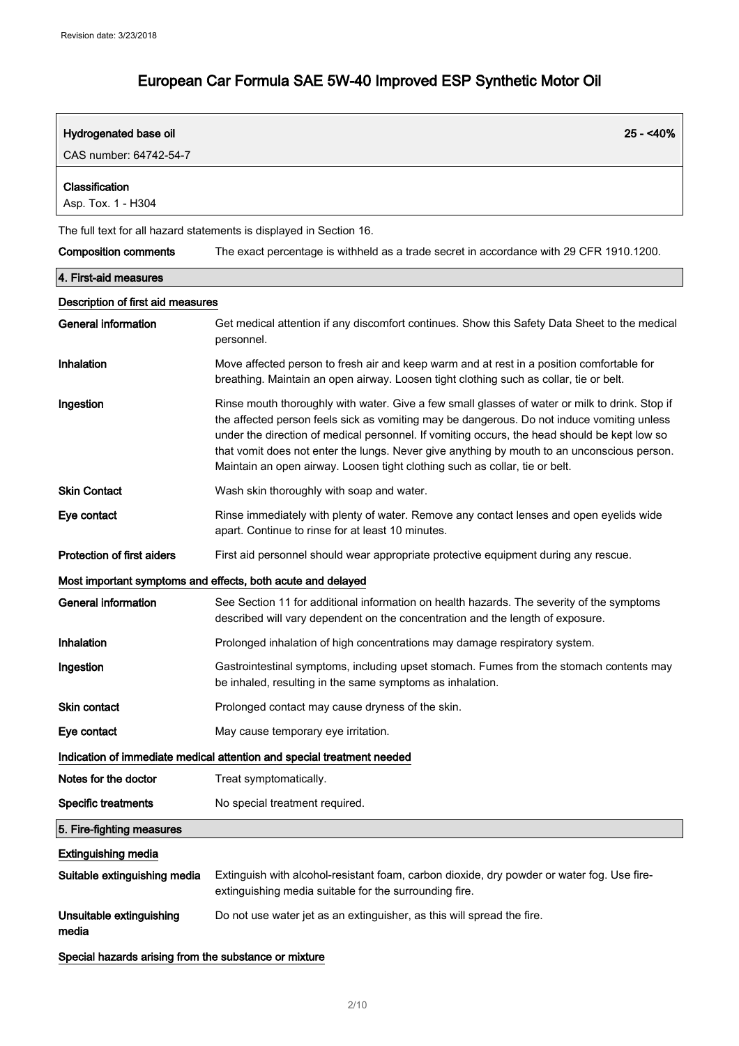| Hydrogenated base oil | 25 - <40% |
|---|---|
| CAS number: 64742-54-7 | |
| **Classification** | |
| Asp. Tox. 1 - H304 | |

The full text for all hazard statements is displayed in Section 16.

**Composition comments** The exact percentage is withheld as a trade secret in accordance with 29 CFR 1910.1200.

## 4. First-aid measures

### Description of first aid measures

**General information** Get medical attention if any discomfort continues. Show this Safety Data Sheet to the medical personnel.

**Inhalation** Move affected person to fresh air and keep warm and at rest in a position comfortable for breathing. Maintain an open airway. Loosen tight clothing such as collar, tie or belt.

**Ingestion** Rinse mouth thoroughly with water. Give a few small glasses of water or milk to drink. Stop if the affected person feels sick as vomiting may be dangerous. Do not induce vomiting unless under the direction of medical personnel. If vomiting occurs, the head should be kept low so that vomit does not enter the lungs. Never give anything by mouth to an unconscious person. Maintain an open airway. Loosen tight clothing such as collar, tie or belt.

**Skin Contact** Wash skin thoroughly with soap and water.

**Eye contact** Rinse immediately with plenty of water. Remove any contact lenses and open eyelids wide apart. Continue to rinse for at least 10 minutes.

**Protection of first aiders** First aid personnel should wear appropriate protective equipment during any rescue.

### Most important symptoms and effects, both acute and delayed

**General information** See Section 11 for additional information on health hazards. The severity of the symptoms described will vary dependent on the concentration and the length of exposure.

**Inhalation** Prolonged inhalation of high concentrations may damage respiratory system.

**Ingestion** Gastrointestinal symptoms, including upset stomach. Fumes from the stomach contents may be inhaled, resulting in the same symptoms as inhalation.

**Skin contact** Prolonged contact may cause dryness of the skin.

**Eye contact** May cause temporary eye irritation.

### Indication of immediate medical attention and special treatment needed

**Notes for the doctor** Treat symptomatically.

**Specific treatments** No special treatment required.

## 5. Fire-fighting measures

### Extinguishing media

**Suitable extinguishing media** Extinguish with alcohol-resistant foam, carbon dioxide, dry powder or water fog. Use fire-extinguishing media suitable for the surrounding fire.

**Unsuitable extinguishing media** Do not use water jet as an extinguisher, as this will spread the fire.

### Special hazards arising from the substance or mixture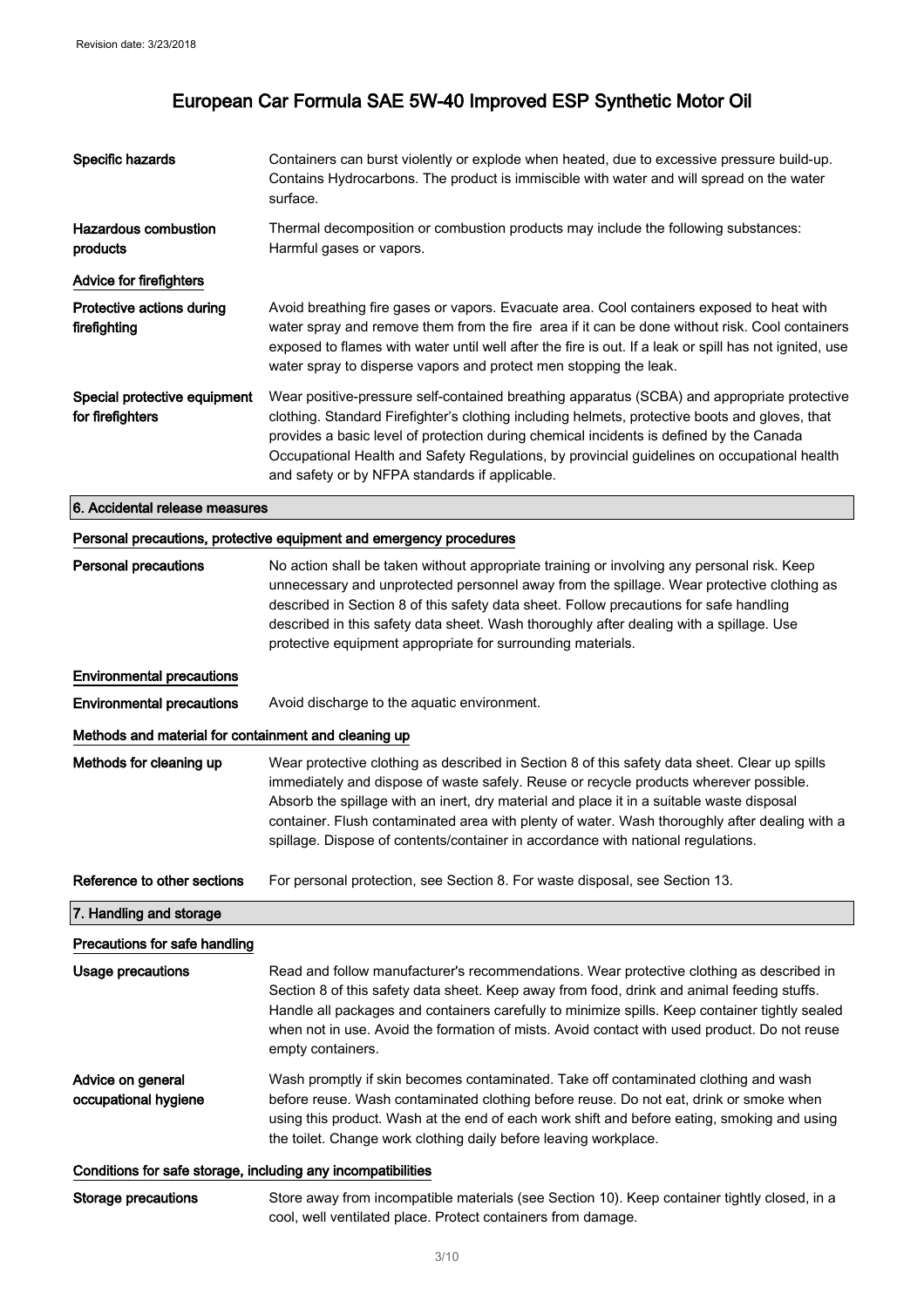| | |
|---|---|
| **Specific hazards** | Containers can burst violently or explode when heated, due to excessive pressure build-up. Contains Hydrocarbons. The product is immiscible with water and will spread on the water surface. |
| **Hazardous combustion products** | Thermal decomposition or combustion products may include the following substances: Harmful gases or vapors. |

**Advice for firefighters**

| | |
|---|---|
| **Protective actions during firefighting** | Avoid breathing fire gases or vapors. Evacuate area. Cool containers exposed to heat with water spray and remove them from the fire area if it can be done without risk. Cool containers exposed to flames with water until well after the fire is out. If a leak or spill has not ignited, use water spray to disperse vapors and protect men stopping the leak. |
| **Special protective equipment for firefighters** | Wear positive-pressure self-contained breathing apparatus (SCBA) and appropriate protective clothing. Standard Firefighter's clothing including helmets, protective boots and gloves, that provides a basic level of protection during chemical incidents is defined by the Canada Occupational Health and Safety Regulations, by provincial guidelines on occupational health and safety or by NFPA standards if applicable. |

## 6. Accidental release measures

**Personal precautions, protective equipment and emergency procedures**

| | |
|---|---|
| **Personal precautions** | No action shall be taken without appropriate training or involving any personal risk. Keep unnecessary and unprotected personnel away from the spillage. Wear protective clothing as described in Section 8 of this safety data sheet. Follow precautions for safe handling described in this safety data sheet. Wash thoroughly after dealing with a spillage. Use protective equipment appropriate for surrounding materials. |

**Environmental precautions**

| | |
|---|---|
| **Environmental precautions** | Avoid discharge to the aquatic environment. |

**Methods and material for containment and cleaning up**

| | |
|---|---|
| **Methods for cleaning up** | Wear protective clothing as described in Section 8 of this safety data sheet. Clear up spills immediately and dispose of waste safely. Reuse or recycle products wherever possible. Absorb the spillage with an inert, dry material and place it in a suitable waste disposal container. Flush contaminated area with plenty of water. Wash thoroughly after dealing with a spillage. Dispose of contents/container in accordance with national regulations. |
| **Reference to other sections** | For personal protection, see Section 8. For waste disposal, see Section 13. |

## 7. Handling and storage

**Precautions for safe handling**

| | |
|---|---|
| **Usage precautions** | Read and follow manufacturer's recommendations. Wear protective clothing as described in Section 8 of this safety data sheet. Keep away from food, drink and animal feeding stuffs. Handle all packages and containers carefully to minimize spills. Keep container tightly sealed when not in use. Avoid the formation of mists. Avoid contact with used product. Do not reuse empty containers. |
| **Advice on general occupational hygiene** | Wash promptly if skin becomes contaminated. Take off contaminated clothing and wash before reuse. Wash contaminated clothing before reuse. Do not eat, drink or smoke when using this product. Wash at the end of each work shift and before eating, smoking and using the toilet. Change work clothing daily before leaving workplace. |

**Conditions for safe storage, including any incompatibilities**

| | |
|---|---|
| **Storage precautions** | Store away from incompatible materials (see Section 10). Keep container tightly closed, in a cool, well ventilated place. Protect containers from damage. |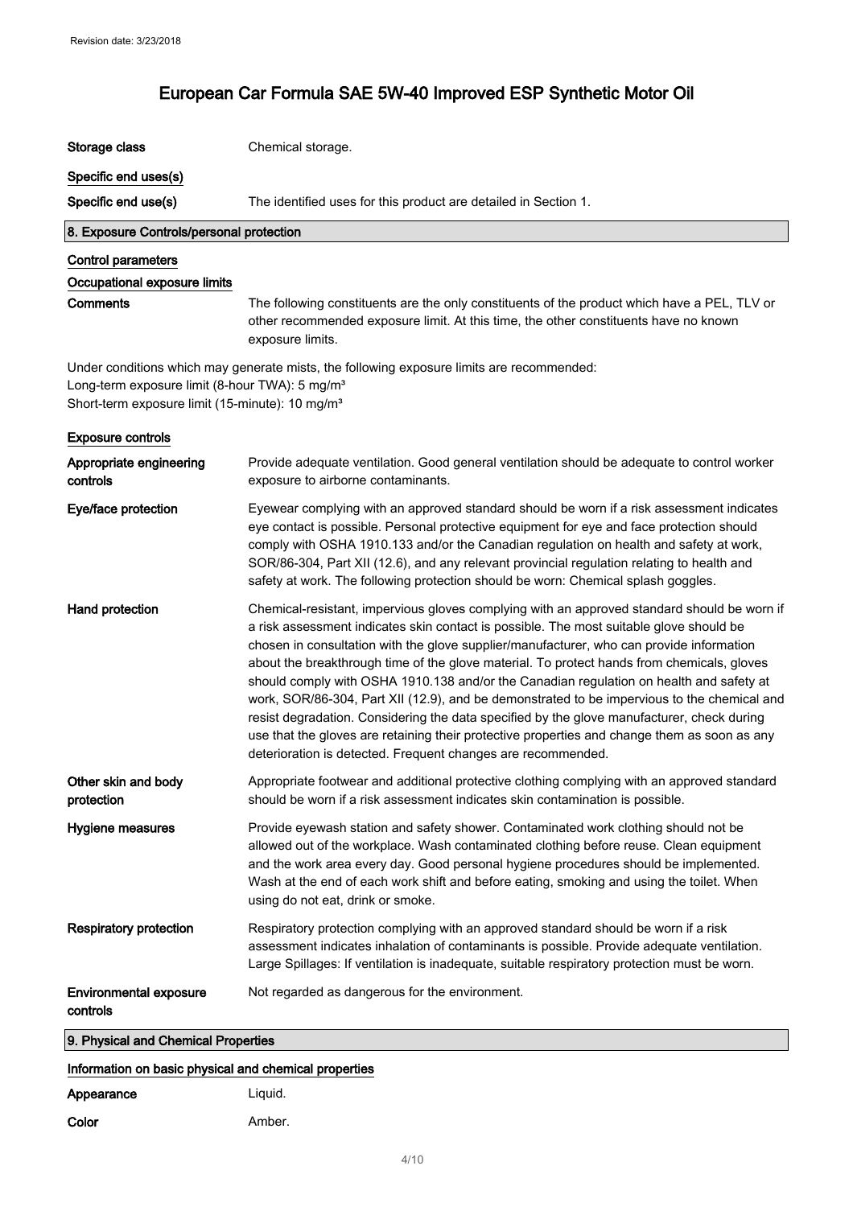| | |
|---|---|
| **Storage class** | Chemical storage. |

**Specific end uses(s)**

| | |
|---|---|
| **Specific end use(s)** | The identified uses for this product are detailed in Section 1. |

## 8. Exposure Controls/personal protection

**Control parameters**

**Occupational exposure limits**

| | |
|---|---|
| **Comments** | The following constituents are the only constituents of the product which have a PEL, TLV or other recommended exposure limit. At this time, the other constituents have no known exposure limits. |

Under conditions which may generate mists, the following exposure limits are recommended:
Long-term exposure limit (8-hour TWA): 5 mg/m³
Short-term exposure limit (15-minute): 10 mg/m³

**Exposure controls**

| | |
|---|---|
| **Appropriate engineering controls** | Provide adequate ventilation. Good general ventilation should be adequate to control worker exposure to airborne contaminants. |
| **Eye/face protection** | Eyewear complying with an approved standard should be worn if a risk assessment indicates eye contact is possible. Personal protective equipment for eye and face protection should comply with OSHA 1910.133 and/or the Canadian regulation on health and safety at work, SOR/86-304, Part XII (12.6), and any relevant provincial regulation relating to health and safety at work. The following protection should be worn: Chemical splash goggles. |
| **Hand protection** | Chemical-resistant, impervious gloves complying with an approved standard should be worn if a risk assessment indicates skin contact is possible. The most suitable glove should be chosen in consultation with the glove supplier/manufacturer, who can provide information about the breakthrough time of the glove material. To protect hands from chemicals, gloves should comply with OSHA 1910.138 and/or the Canadian regulation on health and safety at work, SOR/86-304, Part XII (12.9), and be demonstrated to be impervious to the chemical and resist degradation. Considering the data specified by the glove manufacturer, check during use that the gloves are retaining their protective properties and change them as soon as any deterioration is detected. Frequent changes are recommended. |
| **Other skin and body protection** | Appropriate footwear and additional protective clothing complying with an approved standard should be worn if a risk assessment indicates skin contamination is possible. |
| **Hygiene measures** | Provide eyewash station and safety shower. Contaminated work clothing should not be allowed out of the workplace. Wash contaminated clothing before reuse. Clean equipment and the work area every day. Good personal hygiene procedures should be implemented. Wash at the end of each work shift and before eating, smoking and using the toilet. When using do not eat, drink or smoke. |
| **Respiratory protection** | Respiratory protection complying with an approved standard should be worn if a risk assessment indicates inhalation of contaminants is possible. Provide adequate ventilation. Large Spillages: If ventilation is inadequate, suitable respiratory protection must be worn. |
| **Environmental exposure controls** | Not regarded as dangerous for the environment. |

## 9. Physical and Chemical Properties

**Information on basic physical and chemical properties**

| | |
|---|---|
| **Appearance** | Liquid. |
| **Color** | Amber. |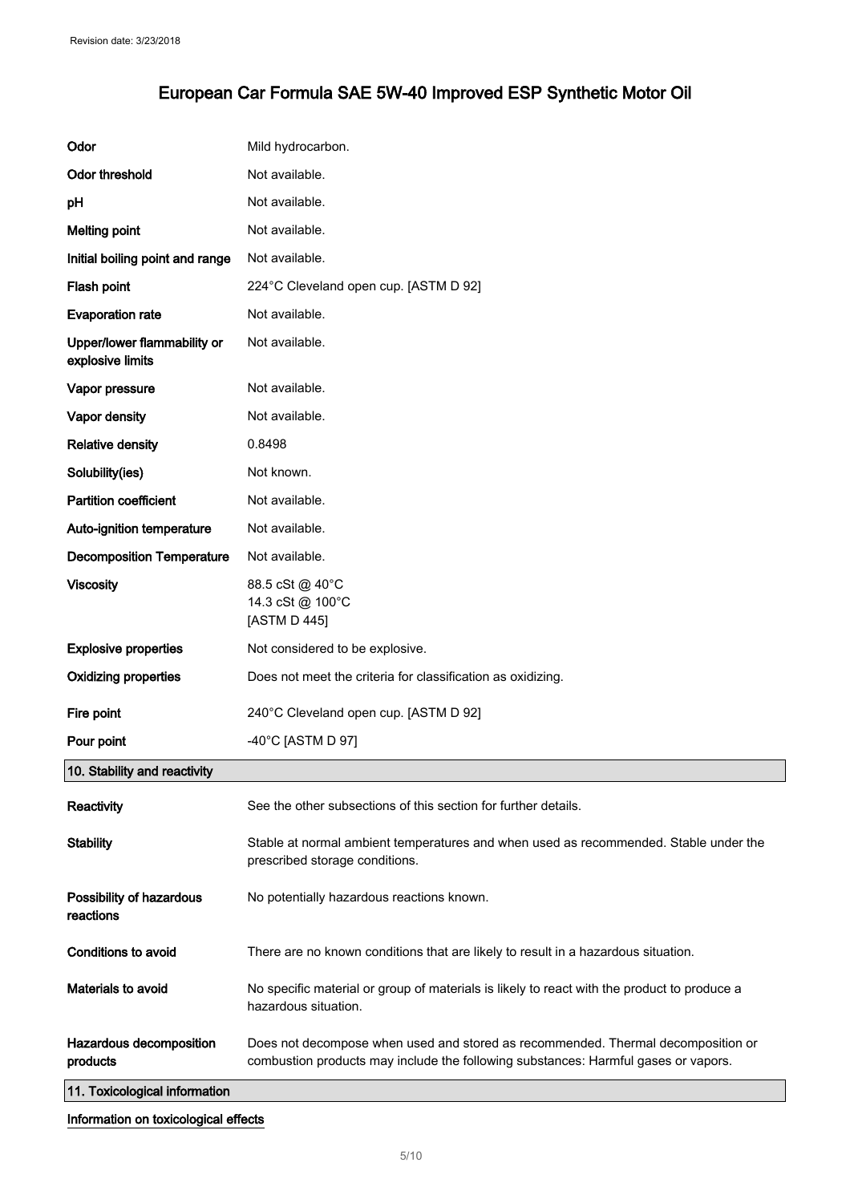| | |
|---|---|
| **Odor** | Mild hydrocarbon. |
| **Odor threshold** | Not available. |
| **pH** | Not available. |
| **Melting point** | Not available. |
| **Initial boiling point and range** | Not available. |
| **Flash point** | 224°C Cleveland open cup. [ASTM D 92] |
| **Evaporation rate** | Not available. |
| **Upper/lower flammability or explosive limits** | Not available. |
| **Vapor pressure** | Not available. |
| **Vapor density** | Not available. |
| **Relative density** | 0.8498 |
| **Solubility(ies)** | Not known. |
| **Partition coefficient** | Not available. |
| **Auto-ignition temperature** | Not available. |
| **Decomposition Temperature** | Not available. |
| **Viscosity** | 88.5 cSt @ 40°C<br>14.3 cSt @ 100°C<br>[ASTM D 445] |
| **Explosive properties** | Not considered to be explosive. |
| **Oxidizing properties** | Does not meet the criteria for classification as oxidizing. |
| **Fire point** | 240°C Cleveland open cup. [ASTM D 92] |
| **Pour point** | -40°C [ASTM D 97] |

## 10. Stability and reactivity

| | |
|---|---|
| **Reactivity** | See the other subsections of this section for further details. |
| **Stability** | Stable at normal ambient temperatures and when used as recommended. Stable under the prescribed storage conditions. |
| **Possibility of hazardous reactions** | No potentially hazardous reactions known. |
| **Conditions to avoid** | There are no known conditions that are likely to result in a hazardous situation. |
| **Materials to avoid** | No specific material or group of materials is likely to react with the product to produce a hazardous situation. |
| **Hazardous decomposition products** | Does not decompose when used and stored as recommended. Thermal decomposition or combustion products may include the following substances: Harmful gases or vapors. |

## 11. Toxicological information

**Information on toxicological effects**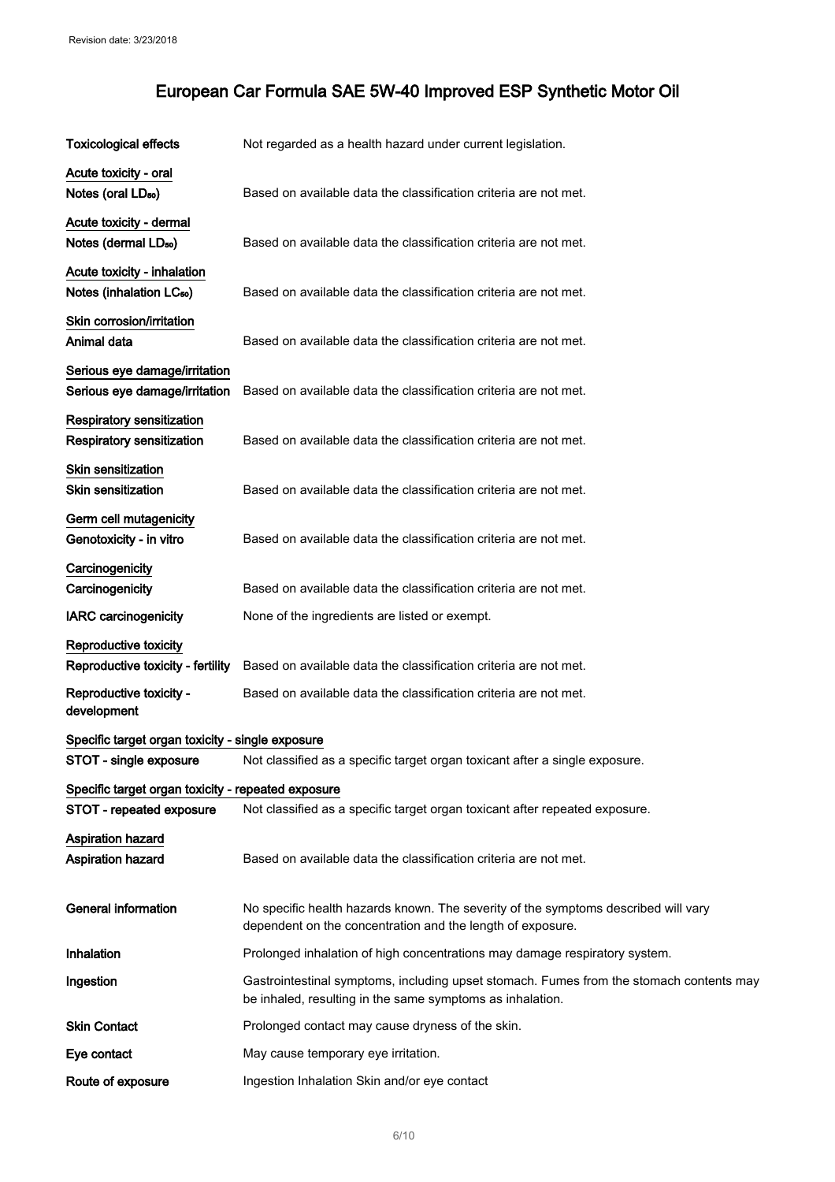| | |
|---|---|
| **Toxicological effects** | Not regarded as a health hazard under current legislation. |
| **Acute toxicity - oral** | |
| **Notes (oral $LD_{50}$)** | Based on available data the classification criteria are not met. |
| **Acute toxicity - dermal** | |
| **Notes (dermal $LD_{50}$)** | Based on available data the classification criteria are not met. |
| **Acute toxicity - inhalation** | |
| **Notes (inhalation $LC_{50}$)** | Based on available data the classification criteria are not met. |
| **Skin corrosion/irritation** | |
| **Animal data** | Based on available data the classification criteria are not met. |
| **Serious eye damage/irritation** | |
| **Serious eye damage/irritation** | Based on available data the classification criteria are not met. |
| **Respiratory sensitization** | |
| **Respiratory sensitization** | Based on available data the classification criteria are not met. |
| **Skin sensitization** | |
| **Skin sensitization** | Based on available data the classification criteria are not met. |
| **Germ cell mutagenicity** | |
| **Genotoxicity - in vitro** | Based on available data the classification criteria are not met. |
| **Carcinogenicity** | |
| **Carcinogenicity** | Based on available data the classification criteria are not met. |
| **IARC carcinogenicity** | None of the ingredients are listed or exempt. |
| **Reproductive toxicity** | |
| **Reproductive toxicity - fertility** | Based on available data the classification criteria are not met. |
| **Reproductive toxicity - development** | Based on available data the classification criteria are not met. |
| **Specific target organ toxicity - single exposure** | |
| **STOT - single exposure** | Not classified as a specific target organ toxicant after a single exposure. |
| **Specific target organ toxicity - repeated exposure** | |
| **STOT - repeated exposure** | Not classified as a specific target organ toxicant after repeated exposure. |
| **Aspiration hazard** | |
| **Aspiration hazard** | Based on available data the classification criteria are not met. |
| **General information** | No specific health hazards known. The severity of the symptoms described will vary dependent on the concentration and the length of exposure. |
| **Inhalation** | Prolonged inhalation of high concentrations may damage respiratory system. |
| **Ingestion** | Gastrointestinal symptoms, including upset stomach. Fumes from the stomach contents may be inhaled, resulting in the same symptoms as inhalation. |
| **Skin Contact** | Prolonged contact may cause dryness of the skin. |
| **Eye contact** | May cause temporary eye irritation. |
| **Route of exposure** | Ingestion Inhalation Skin and/or eye contact |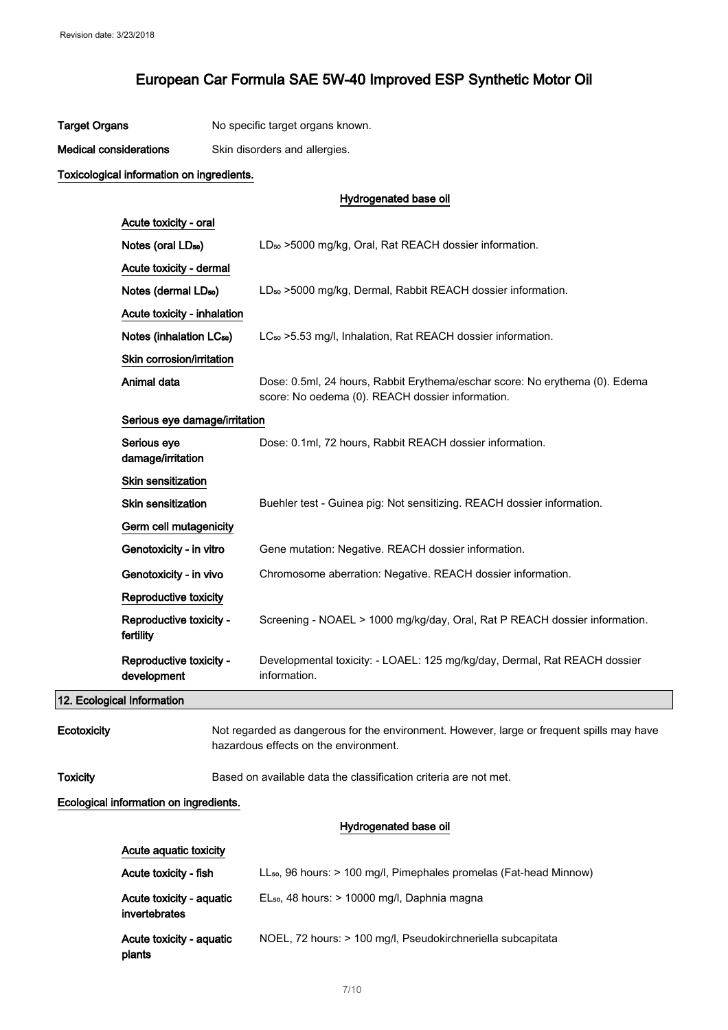**Target Organs** No specific target organs known.

**Medical considerations** Skin disorders and allergies.

**Toxicological information on ingredients.**

**Hydrogenated base oil**

| | |
|---|---|
| **Acute toxicity - oral** | |
| **Notes (oral $LD_{50}$)** | $LD_{50}$ >5000 mg/kg, Oral, Rat REACH dossier information. |
| **Acute toxicity - dermal** | |
| **Notes (dermal $LD_{50}$)** | $LD_{50}$ >5000 mg/kg, Dermal, Rabbit REACH dossier information. |
| **Acute toxicity - inhalation** | |
| **Notes (inhalation $LC_{50}$)** | $LC_{50}$ >5.53 mg/l, Inhalation, Rat REACH dossier information. |
| **Skin corrosion/irritation** | |
| **Animal data** | Dose: 0.5ml, 24 hours, Rabbit Erythema/eschar score: No erythema (0). Edema score: No oedema (0). REACH dossier information. |
| **Serious eye damage/irritation** | |
| **Serious eye damage/irritation** | Dose: 0.1ml, 72 hours, Rabbit REACH dossier information. |
| **Skin sensitization** | |
| **Skin sensitization** | Buehler test - Guinea pig: Not sensitizing. REACH dossier information. |
| **Germ cell mutagenicity** | |
| **Genotoxicity - in vitro** | Gene mutation: Negative. REACH dossier information. |
| **Genotoxicity - in vivo** | Chromosome aberration: Negative. REACH dossier information. |
| **Reproductive toxicity** | |
| **Reproductive toxicity - fertility** | Screening - NOAEL > 1000 mg/kg/day, Oral, Rat P REACH dossier information. |
| **Reproductive toxicity - development** | Developmental toxicity: - LOAEL: 125 mg/kg/day, Dermal, Rat REACH dossier information. |

## 12. Ecological Information

**Ecotoxicity** Not regarded as dangerous for the environment. However, large or frequent spills may have hazardous effects on the environment.

**Toxicity** Based on available data the classification criteria are not met.

**Ecological information on ingredients.**

**Hydrogenated base oil**

| | |
|---|---|
| **Acute aquatic toxicity** | |
| **Acute toxicity - fish** | $LL_{50}$, 96 hours: > 100 mg/l, Pimephales promelas (Fat-head Minnow) |
| **Acute toxicity - aquatic invertebrates** | $EL_{50}$, 48 hours: > 10000 mg/l, Daphnia magna |
| **Acute toxicity - aquatic plants** | NOEL, 72 hours: > 100 mg/l, Pseudokirchneriella subcapitata |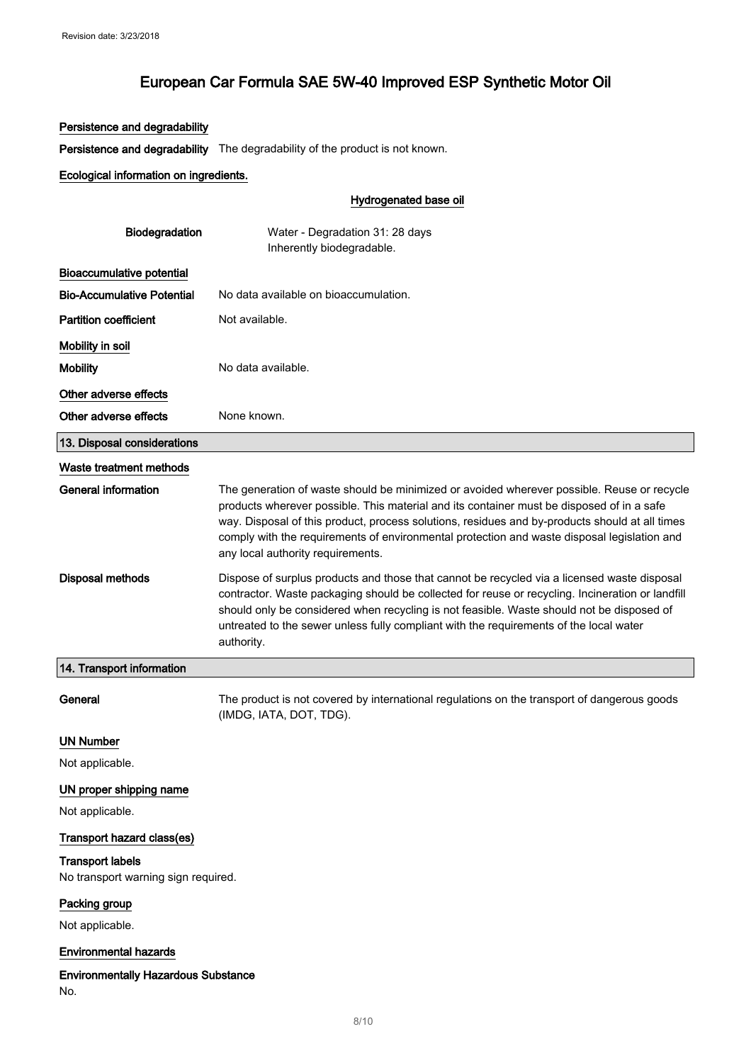#### Persistence and degradability

**Persistence and degradability** The degradability of the product is not known.

#### Ecological information on ingredients.

**Hydrogenated base oil**

| | |
|---|---|
| **Biodegradation** | Water - Degradation 31: 28 days<br>Inherently biodegradable. |

#### Bioaccumulative potential

| | |
|---|---|
| **Bio-Accumulative Potential** | No data available on bioaccumulation. |
| **Partition coefficient** | Not available. |

#### Mobility in soil

| | |
|---|---|
| **Mobility** | No data available. |

#### Other adverse effects

| | |
|---|---|
| **Other adverse effects** | None known. |

## 13. Disposal considerations

#### Waste treatment methods

**General information**

The generation of waste should be minimized or avoided wherever possible. Reuse or recycle products wherever possible. This material and its container must be disposed of in a safe way. Disposal of this product, process solutions, residues and by-products should at all times comply with the requirements of environmental protection and waste disposal legislation and any local authority requirements.

**Disposal methods**

Dispose of surplus products and those that cannot be recycled via a licensed waste disposal contractor. Waste packaging should be collected for reuse or recycling. Incineration or landfill should only be considered when recycling is not feasible. Waste should not be disposed of untreated to the sewer unless fully compliant with the requirements of the local water authority.

## 14. Transport information

**General** The product is not covered by international regulations on the transport of dangerous goods (IMDG, IATA, DOT, TDG).

#### UN Number

Not applicable.

#### UN proper shipping name

Not applicable.

#### Transport hazard class(es)

**Transport labels**

No transport warning sign required.

#### Packing group

Not applicable.

#### Environmental hazards

**Environmentally Hazardous Substance**

No.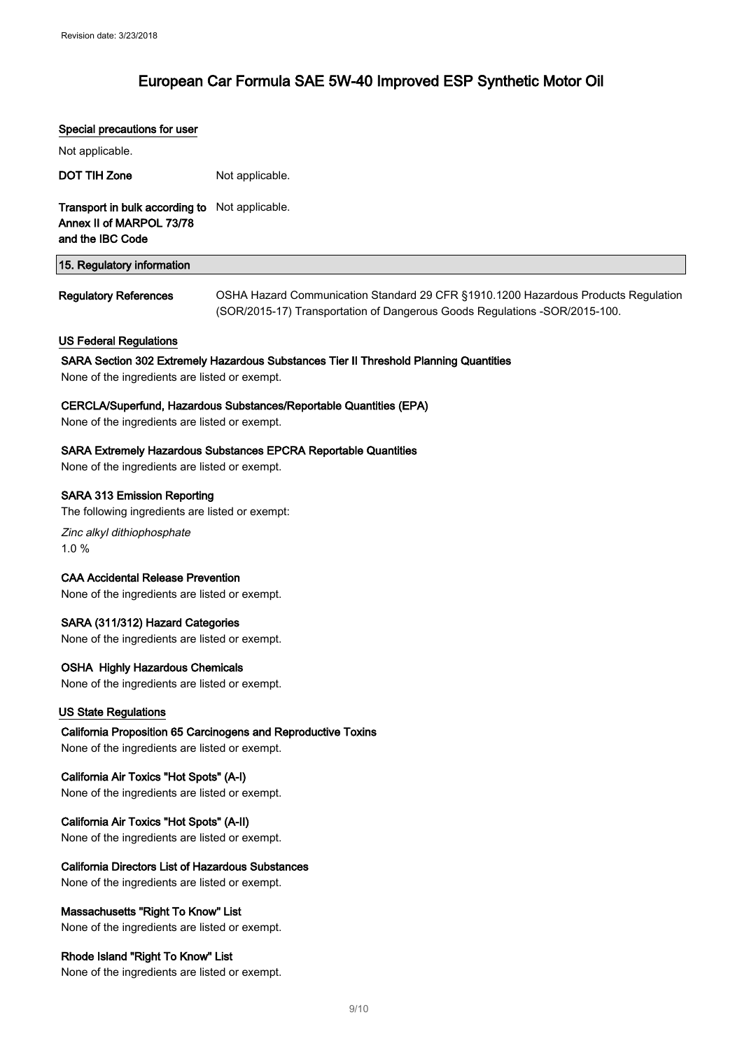#### Special precautions for user

Not applicable.

**DOT TIH Zone** Not applicable.

**Transport in bulk according to Annex II of MARPOL 73/78 and the IBC Code** Not applicable.

## 15. Regulatory information

**Regulatory References** OSHA Hazard Communication Standard 29 CFR §1910.1200 Hazardous Products Regulation (SOR/2015-17) Transportation of Dangerous Goods Regulations -SOR/2015-100.

### US Federal Regulations

**SARA Section 302 Extremely Hazardous Substances Tier II Threshold Planning Quantities**

None of the ingredients are listed or exempt.

**CERCLA/Superfund, Hazardous Substances/Reportable Quantities (EPA)**

None of the ingredients are listed or exempt.

**SARA Extremely Hazardous Substances EPCRA Reportable Quantities**

None of the ingredients are listed or exempt.

**SARA 313 Emission Reporting**

The following ingredients are listed or exempt:

*Zinc alkyl dithiophosphate*
1.0 %

**CAA Accidental Release Prevention**

None of the ingredients are listed or exempt.

**SARA (311/312) Hazard Categories**

None of the ingredients are listed or exempt.

**OSHA Highly Hazardous Chemicals**

None of the ingredients are listed or exempt.

### US State Regulations

**California Proposition 65 Carcinogens and Reproductive Toxins**

None of the ingredients are listed or exempt.

**California Air Toxics "Hot Spots" (A-I)**

None of the ingredients are listed or exempt.

**California Air Toxics "Hot Spots" (A-II)**

None of the ingredients are listed or exempt.

**California Directors List of Hazardous Substances**

None of the ingredients are listed or exempt.

**Massachusetts "Right To Know" List**

None of the ingredients are listed or exempt.

**Rhode Island "Right To Know" List**

None of the ingredients are listed or exempt.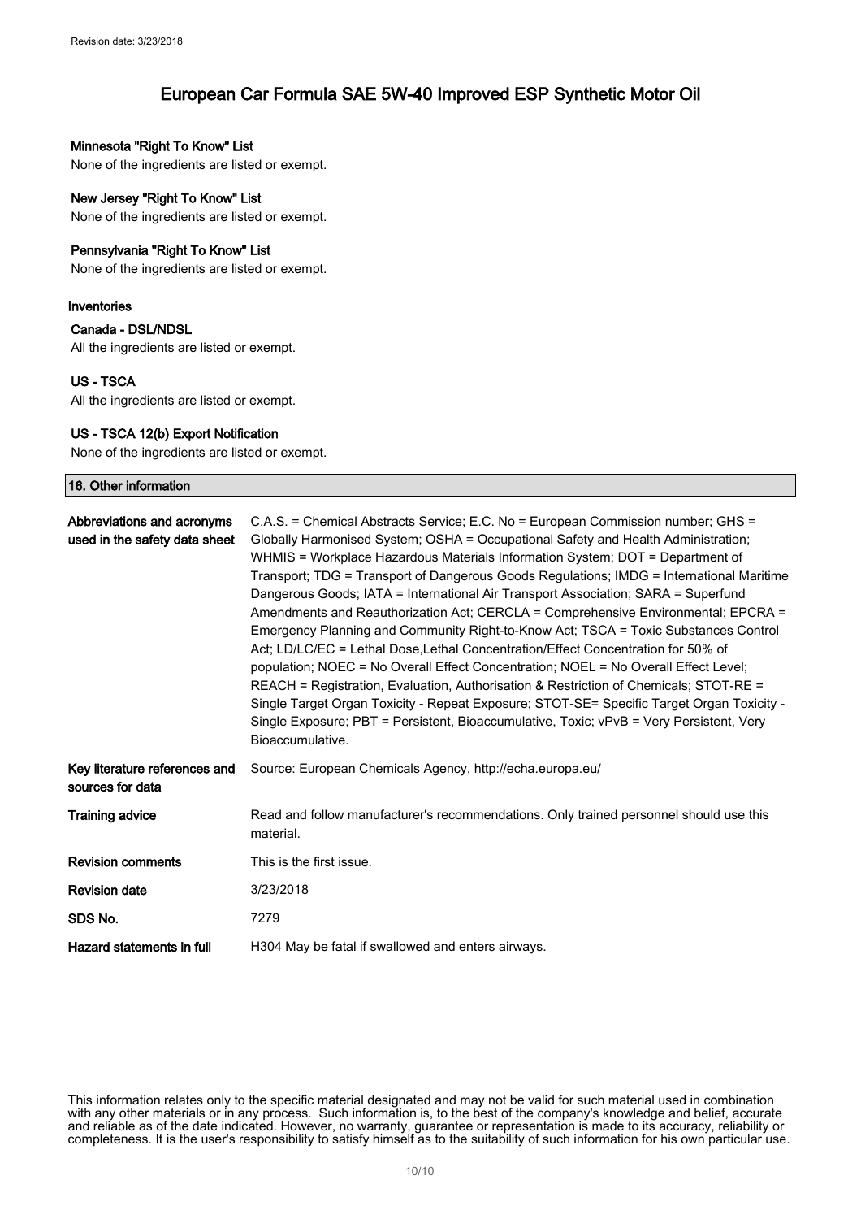### Minnesota "Right To Know" List

None of the ingredients are listed or exempt.

### New Jersey "Right To Know" List

None of the ingredients are listed or exempt.

### Pennsylvania "Right To Know" List

None of the ingredients are listed or exempt.

### Inventories

**Canada - DSL/NDSL**

All the ingredients are listed or exempt.

**US - TSCA**

All the ingredients are listed or exempt.

**US - TSCA 12(b) Export Notification**

None of the ingredients are listed or exempt.

## 16. Other information

| | |
|---|---|
| **Abbreviations and acronyms used in the safety data sheet** | C.A.S. = Chemical Abstracts Service; E.C. No = European Commission number; GHS = Globally Harmonised System; OSHA = Occupational Safety and Health Administration; WHMIS = Workplace Hazardous Materials Information System; DOT = Department of Transport; TDG = Transport of Dangerous Goods Regulations; IMDG = International Maritime Dangerous Goods; IATA = International Air Transport Association; SARA = Superfund Amendments and Reauthorization Act; CERCLA = Comprehensive Environmental; EPCRA = Emergency Planning and Community Right-to-Know Act; TSCA = Toxic Substances Control Act; LD/LC/EC = Lethal Dose,Lethal Concentration/Effect Concentration for 50% of population; NOEC = No Overall Effect Concentration; NOEL = No Overall Effect Level; REACH = Registration, Evaluation, Authorisation & Restriction of Chemicals; STOT-RE = Single Target Organ Toxicity - Repeat Exposure; STOT-SE= Specific Target Organ Toxicity - Single Exposure; PBT = Persistent, Bioaccumulative, Toxic; vPvB = Very Persistent, Very Bioaccumulative. |
| **Key literature references and sources for data** | Source: European Chemicals Agency, http://echa.europa.eu/ |
| **Training advice** | Read and follow manufacturer's recommendations. Only trained personnel should use this material. |
| **Revision comments** | This is the first issue. |
| **Revision date** | 3/23/2018 |
| **SDS No.** | 7279 |
| **Hazard statements in full** | H304 May be fatal if swallowed and enters airways. |

This information relates only to the specific material designated and may not be valid for such material used in combination with any other materials or in any process. Such information is, to the best of the company's knowledge and belief, accurate and reliable as of the date indicated. However, no warranty, guarantee or representation is made to its accuracy, reliability or completeness. It is the user's responsibility to satisfy himself as to the suitability of such information for his own particular use.